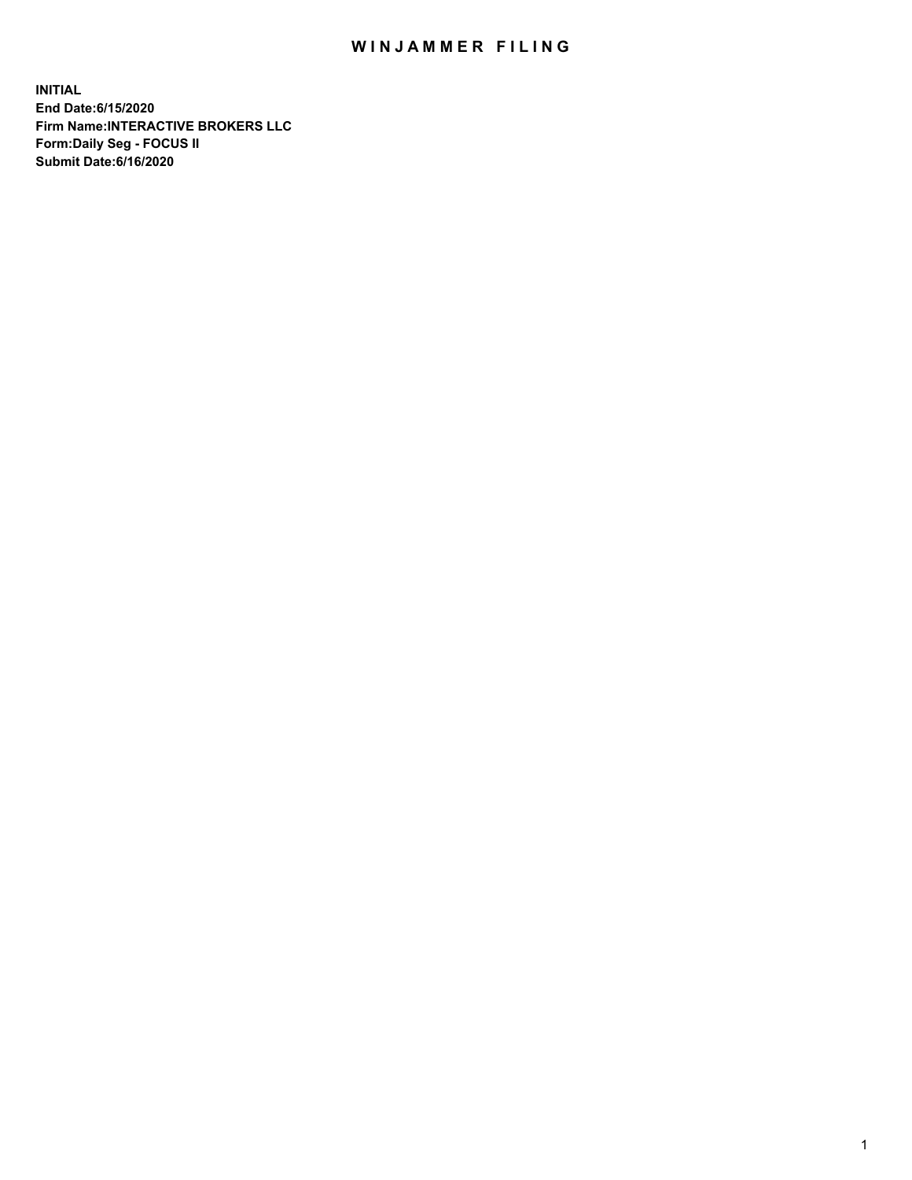# WINJAMMER FILING

**INITIAL**
**End Date:6/15/2020**
**Firm Name:INTERACTIVE BROKERS LLC**
**Form:Daily Seg - FOCUS II**
**Submit Date:6/16/2020**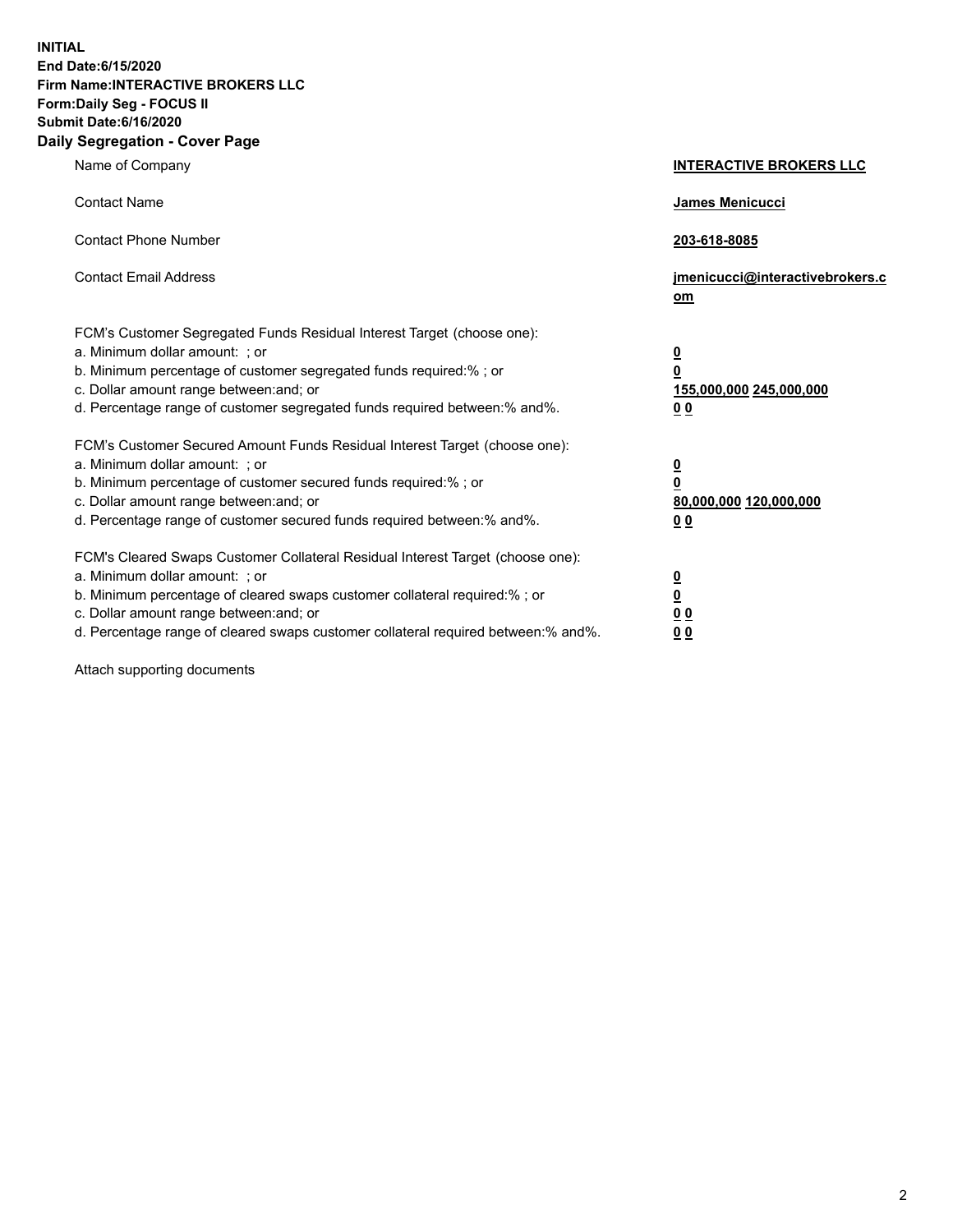**INITIAL**
**End Date:6/15/2020**
**Firm Name:INTERACTIVE BROKERS LLC**
**Form:Daily Seg - FOCUS II**
**Submit Date:6/16/2020**

## Daily Segregation - Cover Page

| | |
|---|---|
| Name of Company | **INTERACTIVE BROKERS LLC** |
| Contact Name | **James Menicucci** |
| Contact Phone Number | **203-618-8085** |
| Contact Email Address | **jmenicucci@interactivebrokers.com** |

FCM's Customer Segregated Funds Residual Interest Target (choose one):

| | |
|---|---|
| a. Minimum dollar amount: ; or | **0** |
| b. Minimum percentage of customer segregated funds required:% ; or | **0** |
| c. Dollar amount range between:and; or | **155,000,000 245,000,000** |
| d. Percentage range of customer segregated funds required between:% and%. | **0 0** |

FCM's Customer Secured Amount Funds Residual Interest Target (choose one):

| | |
|---|---|
| a. Minimum dollar amount: ; or | **0** |
| b. Minimum percentage of customer secured funds required:% ; or | **0** |
| c. Dollar amount range between:and; or | **80,000,000 120,000,000** |
| d. Percentage range of customer secured funds required between:% and%. | **0 0** |

FCM's Cleared Swaps Customer Collateral Residual Interest Target (choose one):

| | |
|---|---|
| a. Minimum dollar amount: ; or | **0** |
| b. Minimum percentage of cleared swaps customer collateral required:% ; or | **0** |
| c. Dollar amount range between:and; or | **0 0** |
| d. Percentage range of cleared swaps customer collateral required between:% and%. | **0 0** |

Attach supporting documents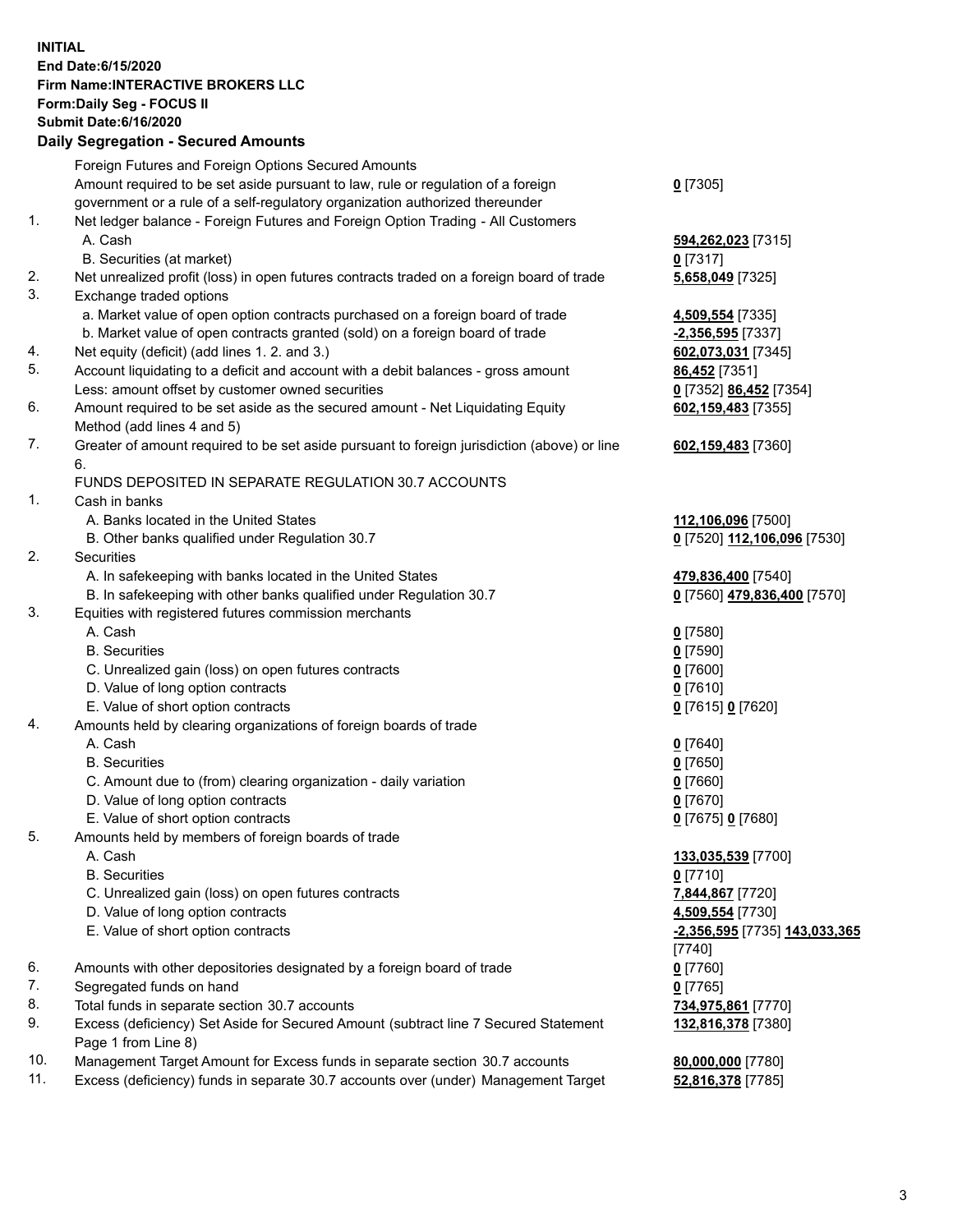**INITIAL**
**End Date:6/15/2020**
**Firm Name:INTERACTIVE BROKERS LLC**
**Form:Daily Seg - FOCUS II**
**Submit Date:6/16/2020**

### Daily Segregation - Secured Amounts

| | | |
|---|---|---|
| | Foreign Futures and Foreign Options Secured Amounts | |
| | Amount required to be set aside pursuant to law, rule or regulation of a foreign government or a rule of a self-regulatory organization authorized thereunder | **0** [7305] |
| 1. | Net ledger balance - Foreign Futures and Foreign Option Trading - All Customers | |
| | A. Cash | **594,262,023** [7315] |
| | B. Securities (at market) | **0** [7317] |
| 2. | Net unrealized profit (loss) in open futures contracts traded on a foreign board of trade | **5,658,049** [7325] |
| 3. | Exchange traded options | |
| | a. Market value of open option contracts purchased on a foreign board of trade | **4,509,554** [7335] |
| | b. Market value of open contracts granted (sold) on a foreign board of trade | **-2,356,595** [7337] |
| 4. | Net equity (deficit) (add lines 1. 2. and 3.) | **602,073,031** [7345] |
| 5. | Account liquidating to a deficit and account with a debit balances - gross amount | **86,452** [7351] |
| | Less: amount offset by customer owned securities | **0** [7352] **86,452** [7354] |
| 6. | Amount required to be set aside as the secured amount - Net Liquidating Equity Method (add lines 4 and 5) | **602,159,483** [7355] |
| 7. | Greater of amount required to be set aside pursuant to foreign jurisdiction (above) or line 6. | **602,159,483** [7360] |
| | FUNDS DEPOSITED IN SEPARATE REGULATION 30.7 ACCOUNTS | |
| 1. | Cash in banks | |
| | A. Banks located in the United States | **112,106,096** [7500] |
| | B. Other banks qualified under Regulation 30.7 | **0** [7520] **112,106,096** [7530] |
| 2. | Securities | |
| | A. In safekeeping with banks located in the United States | **479,836,400** [7540] |
| | B. In safekeeping with other banks qualified under Regulation 30.7 | **0** [7560] **479,836,400** [7570] |
| 3. | Equities with registered futures commission merchants | |
| | A. Cash | **0** [7580] |
| | B. Securities | **0** [7590] |
| | C. Unrealized gain (loss) on open futures contracts | **0** [7600] |
| | D. Value of long option contracts | **0** [7610] |
| | E. Value of short option contracts | **0** [7615] **0** [7620] |
| 4. | Amounts held by clearing organizations of foreign boards of trade | |
| | A. Cash | **0** [7640] |
| | B. Securities | **0** [7650] |
| | C. Amount due to (from) clearing organization - daily variation | **0** [7660] |
| | D. Value of long option contracts | **0** [7670] |
| | E. Value of short option contracts | **0** [7675] **0** [7680] |
| 5. | Amounts held by members of foreign boards of trade | |
| | A. Cash | **133,035,539** [7700] |
| | B. Securities | **0** [7710] |
| | C. Unrealized gain (loss) on open futures contracts | **7,844,867** [7720] |
| | D. Value of long option contracts | **4,509,554** [7730] |
| | E. Value of short option contracts | **-2,356,595** [7735] **143,033,365** [7740] |
| 6. | Amounts with other depositories designated by a foreign board of trade | **0** [7760] |
| 7. | Segregated funds on hand | **0** [7765] |
| 8. | Total funds in separate section 30.7 accounts | **734,975,861** [7770] |
| 9. | Excess (deficiency) Set Aside for Secured Amount (subtract line 7 Secured Statement Page 1 from Line 8) | **132,816,378** [7380] |
| 10. | Management Target Amount for Excess funds in separate section 30.7 accounts | **80,000,000** [7780] |
| 11. | Excess (deficiency) funds in separate 30.7 accounts over (under) Management Target | **52,816,378** [7785] |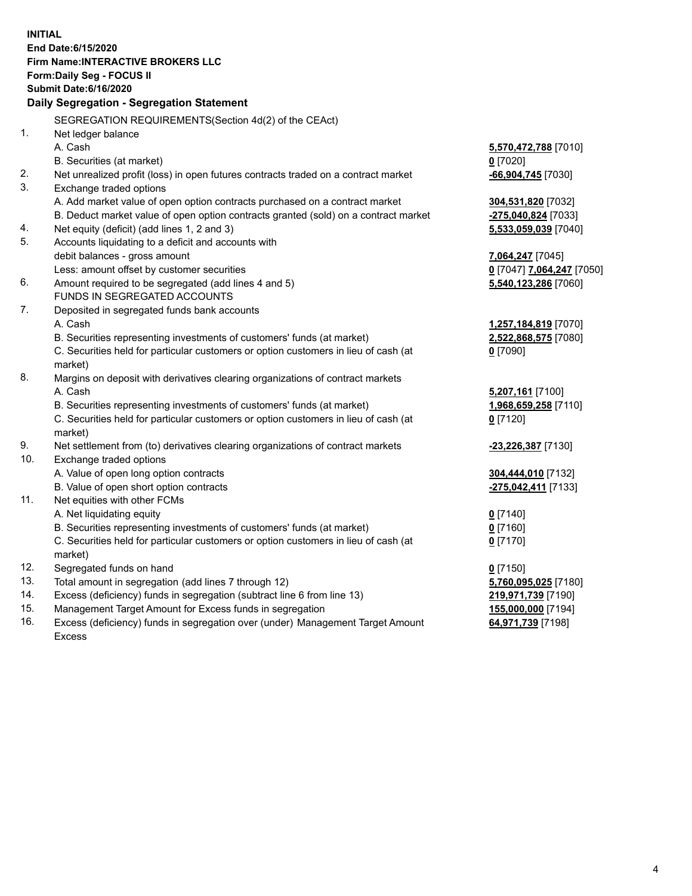**INITIAL**
**End Date:6/15/2020**
**Firm Name:INTERACTIVE BROKERS LLC**
**Form:Daily Seg - FOCUS II**
**Submit Date:6/16/2020**

## Daily Segregation - Segregation Statement

SEGREGATION REQUIREMENTS(Section 4d(2) of the CEAct)

| | | |
|---|---|---|
| 1. | Net ledger balance | |
| | A. Cash | **5,570,472,788** [7010] |
| | B. Securities (at market) | **0** [7020] |
| 2. | Net unrealized profit (loss) in open futures contracts traded on a contract market | **-66,904,745** [7030] |
| 3. | Exchange traded options | |
| | A. Add market value of open option contracts purchased on a contract market | **304,531,820** [7032] |
| | B. Deduct market value of open option contracts granted (sold) on a contract market | **-275,040,824** [7033] |
| 4. | Net equity (deficit) (add lines 1, 2 and 3) | **5,533,059,039** [7040] |
| 5. | Accounts liquidating to a deficit and accounts with | |
| | debit balances - gross amount | **7,064,247** [7045] |
| | Less: amount offset by customer securities | **0** [7047] **7,064,247** [7050] |
| 6. | Amount required to be segregated (add lines 4 and 5) | **5,540,123,286** [7060] |
| | FUNDS IN SEGREGATED ACCOUNTS | |
| 7. | Deposited in segregated funds bank accounts | |
| | A. Cash | **1,257,184,819** [7070] |
| | B. Securities representing investments of customers' funds (at market) | **2,522,868,575** [7080] |
| | C. Securities held for particular customers or option customers in lieu of cash (at market) | **0** [7090] |
| 8. | Margins on deposit with derivatives clearing organizations of contract markets | |
| | A. Cash | **5,207,161** [7100] |
| | B. Securities representing investments of customers' funds (at market) | **1,968,659,258** [7110] |
| | C. Securities held for particular customers or option customers in lieu of cash (at market) | **0** [7120] |
| 9. | Net settlement from (to) derivatives clearing organizations of contract markets | **-23,226,387** [7130] |
| 10. | Exchange traded options | |
| | A. Value of open long option contracts | **304,444,010** [7132] |
| | B. Value of open short option contracts | **-275,042,411** [7133] |
| 11. | Net equities with other FCMs | |
| | A. Net liquidating equity | **0** [7140] |
| | B. Securities representing investments of customers' funds (at market) | **0** [7160] |
| | C. Securities held for particular customers or option customers in lieu of cash (at market) | **0** [7170] |
| 12. | Segregated funds on hand | **0** [7150] |
| 13. | Total amount in segregation (add lines 7 through 12) | **5,760,095,025** [7180] |
| 14. | Excess (deficiency) funds in segregation (subtract line 6 from line 13) | **219,971,739** [7190] |
| 15. | Management Target Amount for Excess funds in segregation | **155,000,000** [7194] |
| 16. | Excess (deficiency) funds in segregation over (under) Management Target Amount Excess | **64,971,739** [7198] |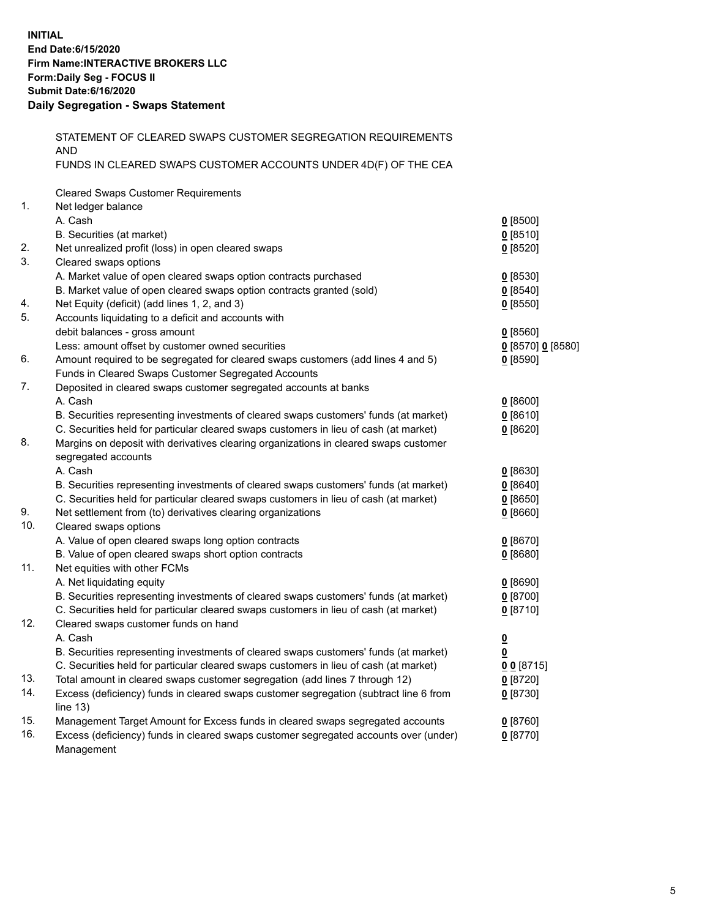**INITIAL**
**End Date:6/15/2020**
**Firm Name:INTERACTIVE BROKERS LLC**
**Form:Daily Seg - FOCUS II**
**Submit Date:6/16/2020**
**Daily Segregation - Swaps Statement**

STATEMENT OF CLEARED SWAPS CUSTOMER SEGREGATION REQUIREMENTS AND FUNDS IN CLEARED SWAPS CUSTOMER ACCOUNTS UNDER 4D(F) OF THE CEA

| | | |
|---|---|---|
| | Cleared Swaps Customer Requirements | |
| 1. | Net ledger balance | |
| | A. Cash | 0 [8500] |
| | B. Securities (at market) | 0 [8510] |
| 2. | Net unrealized profit (loss) in open cleared swaps | 0 [8520] |
| 3. | Cleared swaps options | |
| | A. Market value of open cleared swaps option contracts purchased | 0 [8530] |
| | B. Market value of open cleared swaps option contracts granted (sold) | 0 [8540] |
| 4. | Net Equity (deficit) (add lines 1, 2, and 3) | 0 [8550] |
| 5. | Accounts liquidating to a deficit and accounts with | |
| | debit balances - gross amount | 0 [8560] |
| | Less: amount offset by customer owned securities | 0 [8570] 0 [8580] |
| 6. | Amount required to be segregated for cleared swaps customers (add lines 4 and 5) | 0 [8590] |
| | Funds in Cleared Swaps Customer Segregated Accounts | |
| 7. | Deposited in cleared swaps customer segregated accounts at banks | |
| | A. Cash | 0 [8600] |
| | B. Securities representing investments of cleared swaps customers' funds (at market) | 0 [8610] |
| | C. Securities held for particular cleared swaps customers in lieu of cash (at market) | 0 [8620] |
| 8. | Margins on deposit with derivatives clearing organizations in cleared swaps customer segregated accounts | |
| | A. Cash | 0 [8630] |
| | B. Securities representing investments of cleared swaps customers' funds (at market) | 0 [8640] |
| | C. Securities held for particular cleared swaps customers in lieu of cash (at market) | 0 [8650] |
| 9. | Net settlement from (to) derivatives clearing organizations | 0 [8660] |
| 10. | Cleared swaps options | |
| | A. Value of open cleared swaps long option contracts | 0 [8670] |
| | B. Value of open cleared swaps short option contracts | 0 [8680] |
| 11. | Net equities with other FCMs | |
| | A. Net liquidating equity | 0 [8690] |
| | B. Securities representing investments of cleared swaps customers' funds (at market) | 0 [8700] |
| | C. Securities held for particular cleared swaps customers in lieu of cash (at market) | 0 [8710] |
| 12. | Cleared swaps customer funds on hand | |
| | A. Cash | 0 |
| | B. Securities representing investments of cleared swaps customers' funds (at market) | 0 |
| | C. Securities held for particular cleared swaps customers in lieu of cash (at market) | 0 0 [8715] |
| 13. | Total amount in cleared swaps customer segregation (add lines 7 through 12) | 0 [8720] |
| 14. | Excess (deficiency) funds in cleared swaps customer segregation (subtract line 6 from line 13) | 0 [8730] |
| 15. | Management Target Amount for Excess funds in cleared swaps segregated accounts | 0 [8760] |
| 16. | Excess (deficiency) funds in cleared swaps customer segregated accounts over (under) Management | 0 [8770] |